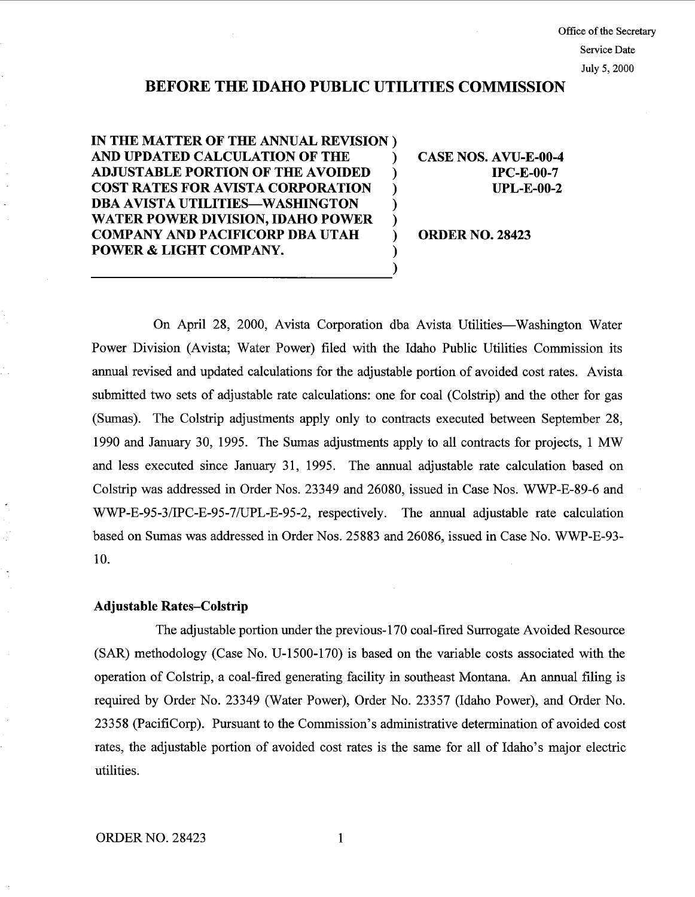Office of the Secretary
Service Date
July 5, 2000

# BEFORE THE IDAHO PUBLIC UTILITIES COMMISSION

**IN THE MATTER OF THE ANNUAL REVISION AND UPDATED CALCULATION OF THE ADJUSTABLE PORTION OF THE AVOIDED COST RATES FOR AVISTA CORPORATION DBA AVISTA UTILITIES—WASHINGTON WATER POWER DIVISION, IDAHO POWER COMPANY AND PACIFICORP DBA UTAH POWER & LIGHT COMPANY.**

**CASE NOS. AVU-E-00-4
IPC-E-00-7
UPL-E-00-2**

**ORDER NO. 28423**

On April 28, 2000, Avista Corporation dba Avista Utilities—Washington Water Power Division (Avista; Water Power) filed with the Idaho Public Utilities Commission its annual revised and updated calculations for the adjustable portion of avoided cost rates. Avista submitted two sets of adjustable rate calculations: one for coal (Colstrip) and the other for gas (Sumas). The Colstrip adjustments apply only to contracts executed between September 28, 1990 and January 30, 1995. The Sumas adjustments apply to all contracts for projects, 1 MW and less executed since January 31, 1995. The annual adjustable rate calculation based on Colstrip was addressed in Order Nos. 23349 and 26080, issued in Case Nos. WWP-E-89-6 and WWP-E-95-3/IPC-E-95-7/UPL-E-95-2, respectively. The annual adjustable rate calculation based on Sumas was addressed in Order Nos. 25883 and 26086, issued in Case No. WWP-E-93-10.

**Adjustable Rates–Colstrip**

The adjustable portion under the previous-170 coal-fired Surrogate Avoided Resource (SAR) methodology (Case No. U-1500-170) is based on the variable costs associated with the operation of Colstrip, a coal-fired generating facility in southeast Montana. An annual filing is required by Order No. 23349 (Water Power), Order No. 23357 (Idaho Power), and Order No. 23358 (PacifiCorp). Pursuant to the Commission's administrative determination of avoided cost rates, the adjustable portion of avoided cost rates is the same for all of Idaho's major electric utilities.

ORDER NO. 28423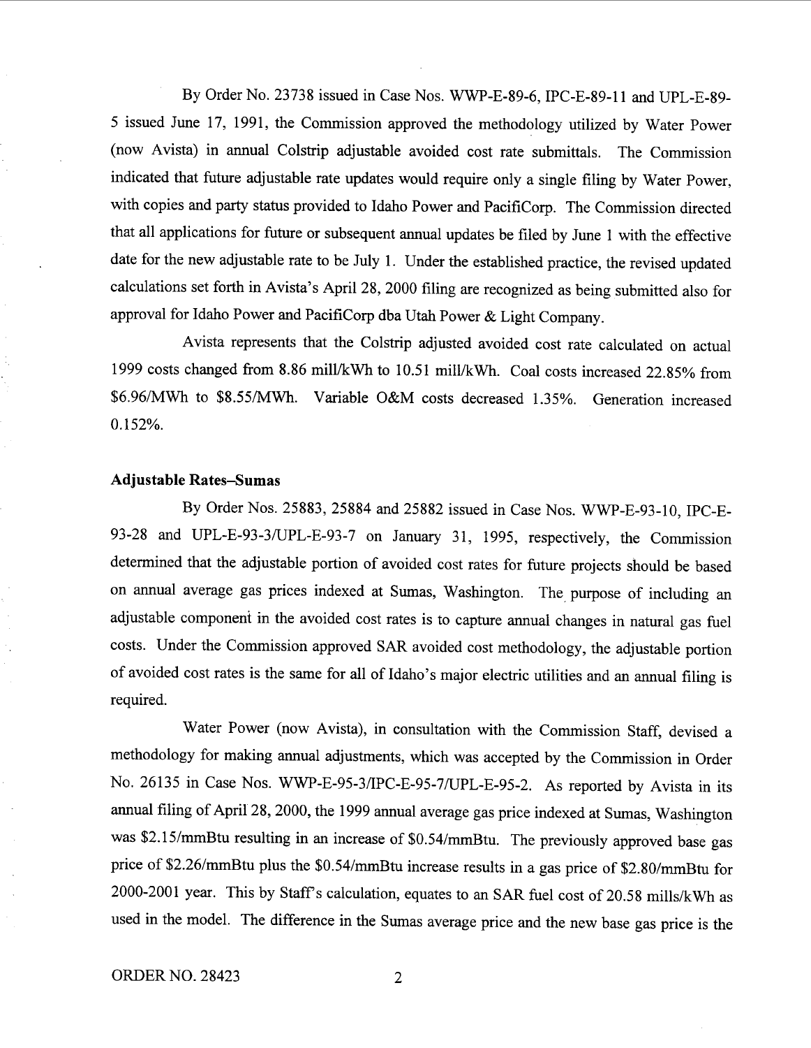By Order No. 23738 issued in Case Nos. WWP-E-89-6, IPC-E-89-11 and UPL-E-89-5 issued June 17, 1991, the Commission approved the methodology utilized by Water Power (now Avista) in annual Colstrip adjustable avoided cost rate submittals. The Commission indicated that future adjustable rate updates would require only a single filing by Water Power, with copies and party status provided to Idaho Power and PacifiCorp. The Commission directed that all applications for future or subsequent annual updates be filed by June 1 with the effective date for the new adjustable rate to be July 1. Under the established practice, the revised updated calculations set forth in Avista's April 28, 2000 filing are recognized as being submitted also for approval for Idaho Power and PacifiCorp dba Utah Power & Light Company.

Avista represents that the Colstrip adjusted avoided cost rate calculated on actual 1999 costs changed from 8.86 mill/kWh to 10.51 mill/kWh. Coal costs increased 22.85% from \$6.96/MWh to \$8.55/MWh. Variable O&M costs decreased 1.35%. Generation increased 0.152%.

**Adjustable Rates–Sumas**

By Order Nos. 25883, 25884 and 25882 issued in Case Nos. WWP-E-93-10, IPC-E-93-28 and UPL-E-93-3/UPL-E-93-7 on January 31, 1995, respectively, the Commission determined that the adjustable portion of avoided cost rates for future projects should be based on annual average gas prices indexed at Sumas, Washington. The purpose of including an adjustable component in the avoided cost rates is to capture annual changes in natural gas fuel costs. Under the Commission approved SAR avoided cost methodology, the adjustable portion of avoided cost rates is the same for all of Idaho's major electric utilities and an annual filing is required.

Water Power (now Avista), in consultation with the Commission Staff, devised a methodology for making annual adjustments, which was accepted by the Commission in Order No. 26135 in Case Nos. WWP-E-95-3/IPC-E-95-7/UPL-E-95-2. As reported by Avista in its annual filing of April 28, 2000, the 1999 annual average gas price indexed at Sumas, Washington was \$2.15/mmBtu resulting in an increase of \$0.54/mmBtu. The previously approved base gas price of \$2.26/mmBtu plus the \$0.54/mmBtu increase results in a gas price of \$2.80/mmBtu for 2000-2001 year. This by Staff's calculation, equates to an SAR fuel cost of 20.58 mills/kWh as used in the model. The difference in the Sumas average price and the new base gas price is the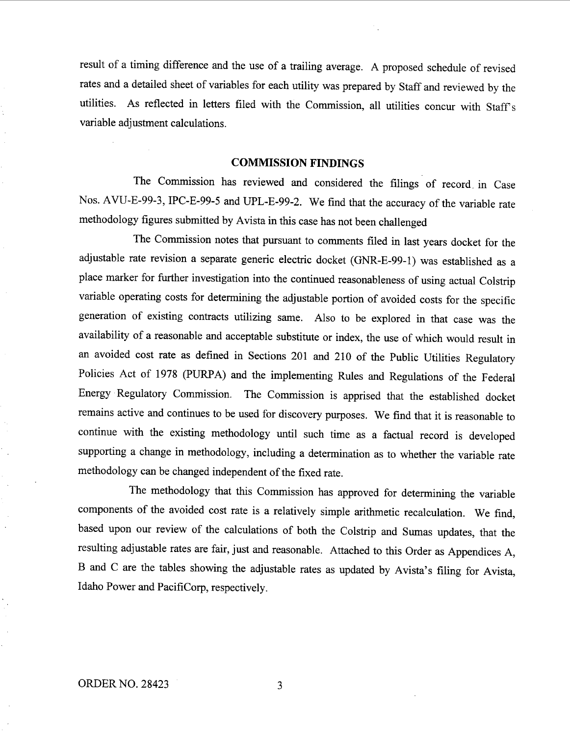result of a timing difference and the use of a trailing average. A proposed schedule of revised rates and a detailed sheet of variables for each utility was prepared by Staff and reviewed by the utilities. As reflected in letters filed with the Commission, all utilities concur with Staff's variable adjustment calculations.

## COMMISSION FINDINGS

The Commission has reviewed and considered the filings of record in Case Nos. AVU-E-99-3, IPC-E-99-5 and UPL-E-99-2. We find that the accuracy of the variable rate methodology figures submitted by Avista in this case has not been challenged

The Commission notes that pursuant to comments filed in last years docket for the adjustable rate revision a separate generic electric docket (GNR-E-99-1) was established as a place marker for further investigation into the continued reasonableness of using actual Colstrip variable operating costs for determining the adjustable portion of avoided costs for the specific generation of existing contracts utilizing same. Also to be explored in that case was the availability of a reasonable and acceptable substitute or index, the use of which would result in an avoided cost rate as defined in Sections 201 and 210 of the Public Utilities Regulatory Policies Act of 1978 (PURPA) and the implementing Rules and Regulations of the Federal Energy Regulatory Commission. The Commission is apprised that the established docket remains active and continues to be used for discovery purposes. We find that it is reasonable to continue with the existing methodology until such time as a factual record is developed supporting a change in methodology, including a determination as to whether the variable rate methodology can be changed independent of the fixed rate.

The methodology that this Commission has approved for determining the variable components of the avoided cost rate is a relatively simple arithmetic recalculation. We find, based upon our review of the calculations of both the Colstrip and Sumas updates, that the resulting adjustable rates are fair, just and reasonable. Attached to this Order as Appendices A, B and C are the tables showing the adjustable rates as updated by Avista's filing for Avista, Idaho Power and PacifiCorp, respectively.

ORDER NO. 28423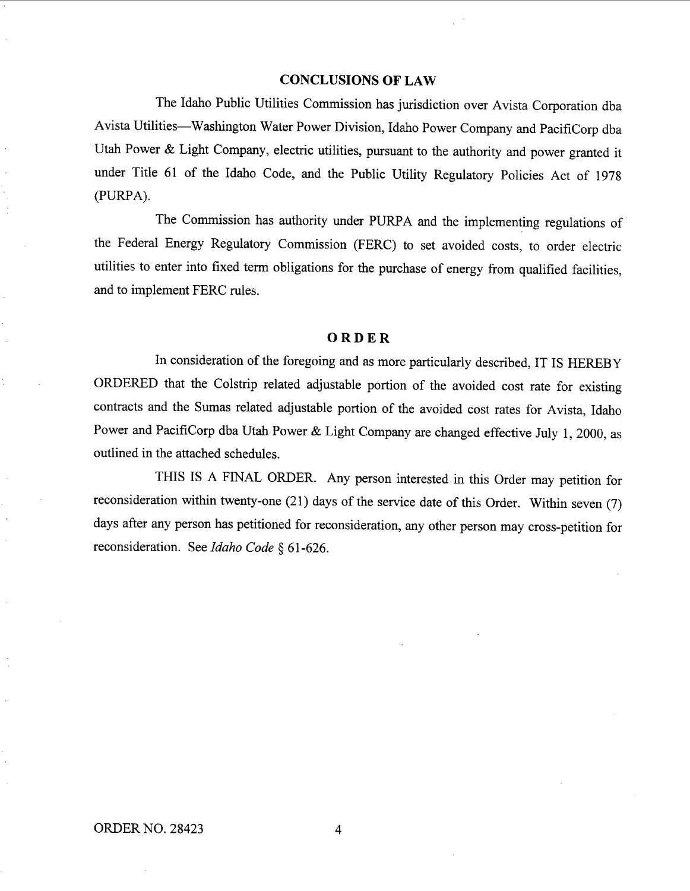## CONCLUSIONS OF LAW

The Idaho Public Utilities Commission has jurisdiction over Avista Corporation dba Avista Utilities—Washington Water Power Division, Idaho Power Company and PacifiCorp dba Utah Power & Light Company, electric utilities, pursuant to the authority and power granted it under Title 61 of the Idaho Code, and the Public Utility Regulatory Policies Act of 1978 (PURPA).

The Commission has authority under PURPA and the implementing regulations of the Federal Energy Regulatory Commission (FERC) to set avoided costs, to order electric utilities to enter into fixed term obligations for the purchase of energy from qualified facilities, and to implement FERC rules.

## ORDER

In consideration of the foregoing and as more particularly described, IT IS HEREBY ORDERED that the Colstrip related adjustable portion of the avoided cost rate for existing contracts and the Sumas related adjustable portion of the avoided cost rates for Avista, Idaho Power and PacifiCorp dba Utah Power & Light Company are changed effective July 1, 2000, as outlined in the attached schedules.

THIS IS A FINAL ORDER. Any person interested in this Order may petition for reconsideration within twenty-one (21) days of the service date of this Order. Within seven (7) days after any person has petitioned for reconsideration, any other person may cross-petition for reconsideration. See *Idaho Code* § 61-626.

ORDER NO. 28423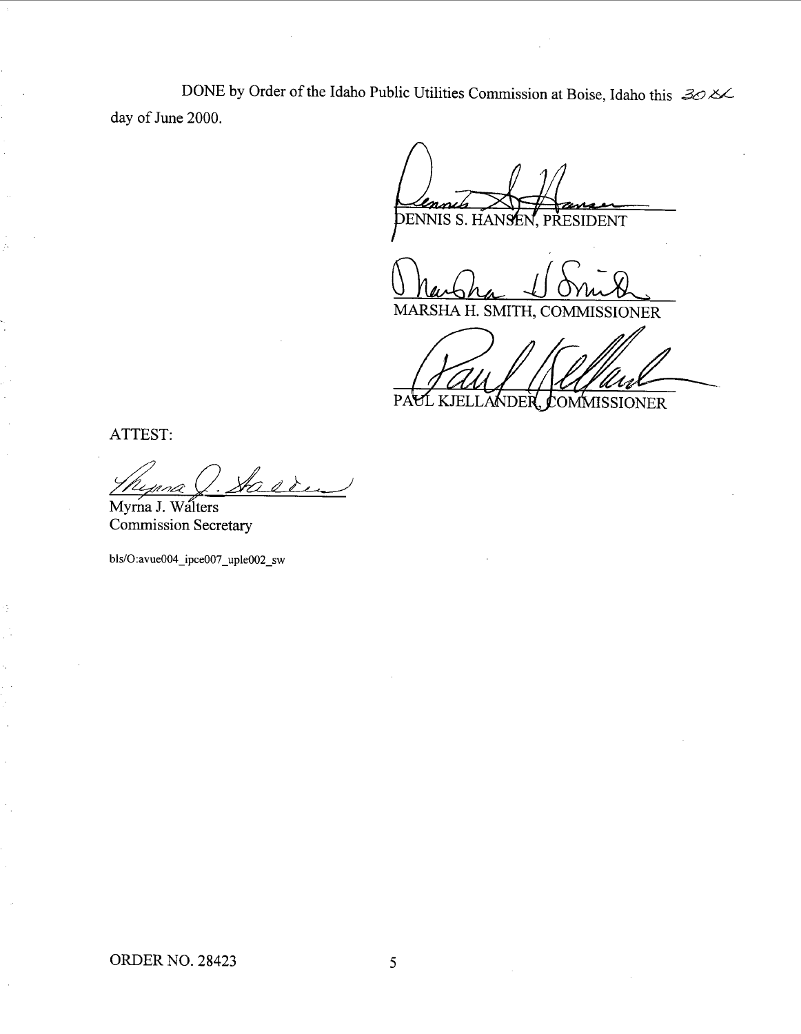DONE by Order of the Idaho Public Utilities Commission at Boise, Idaho this 30th day of June 2000.

DENNIS S. HANSEN, PRESIDENT

MARSHA H. SMITH, COMMISSIONER

PAUL KJELLANDER, COMMISSIONER

ATTEST:

Myrna J. Walters
Commission Secretary

bls/O:avue004_ipce007_uple002_sw

ORDER NO. 28423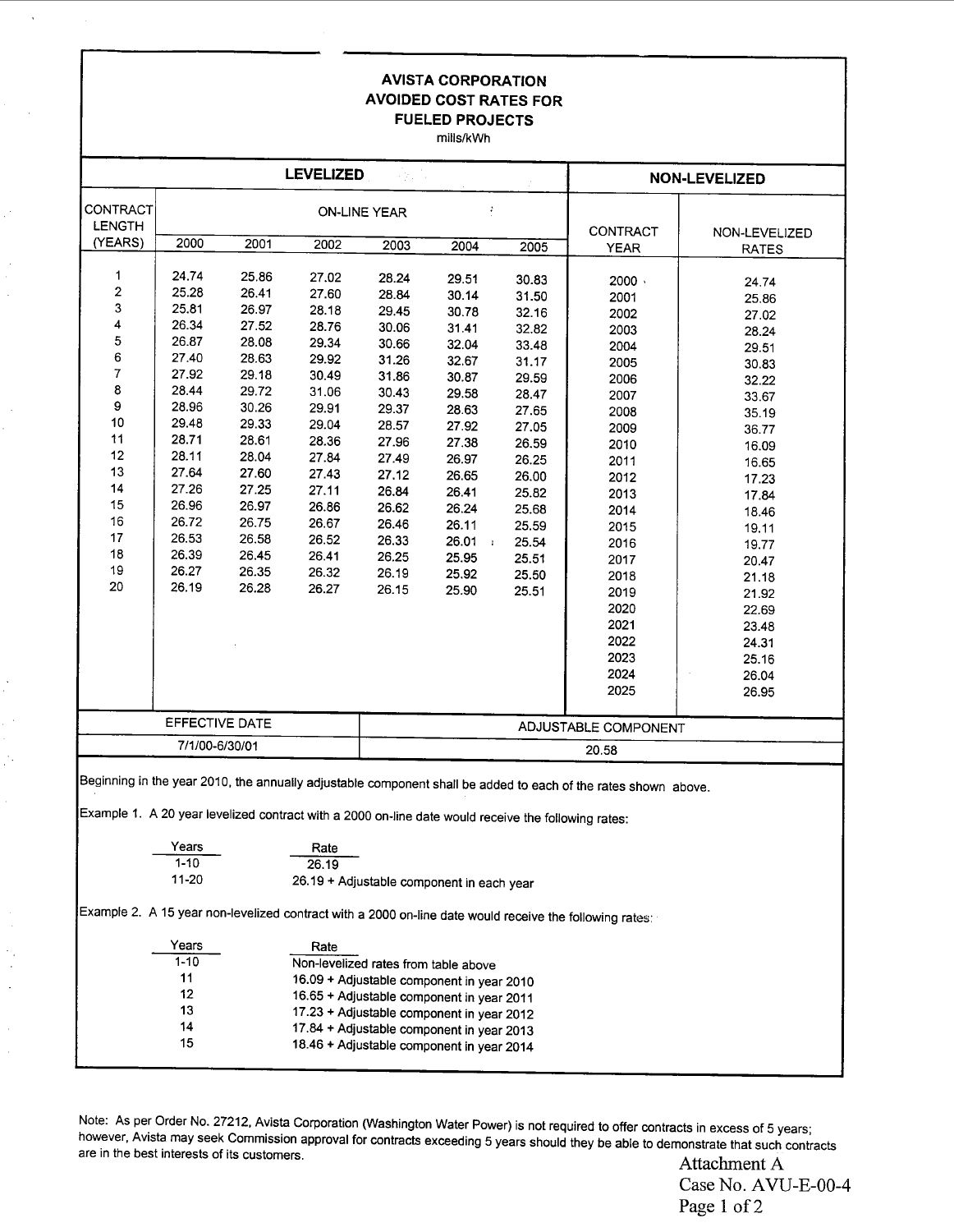# AVISTA CORPORATION
# AVOIDED COST RATES FOR FUELED PROJECTS

mills/kWh

| LEVELIZED | | | | | | | NON-LEVELIZED | |
|---|---|---|---|---|---|---|---|---|
| CONTRACT LENGTH (YEARS) | ON-LINE YEAR | | | | | | CONTRACT YEAR | NON-LEVELIZED RATES |
| | 2000 | 2001 | 2002 | 2003 | 2004 | 2005 | | |
| 1 | 24.74 | 25.86 | 27.02 | 28.24 | 29.51 | 30.83 | 2000 | 24.74 |
| 2 | 25.28 | 26.41 | 27.60 | 28.84 | 30.14 | 31.50 | 2001 | 25.86 |
| 3 | 25.81 | 26.97 | 28.18 | 29.45 | 30.78 | 32.16 | 2002 | 27.02 |
| 4 | 26.34 | 27.52 | 28.76 | 30.06 | 31.41 | 32.82 | 2003 | 28.24 |
| 5 | 26.87 | 28.08 | 29.34 | 30.66 | 32.04 | 33.48 | 2004 | 29.51 |
| 6 | 27.40 | 28.63 | 29.92 | 31.26 | 32.67 | 31.17 | 2005 | 30.83 |
| 7 | 27.92 | 29.18 | 30.49 | 31.86 | 30.87 | 29.59 | 2006 | 32.22 |
| 8 | 28.44 | 29.72 | 31.06 | 30.43 | 29.58 | 28.47 | 2007 | 33.67 |
| 9 | 28.96 | 30.26 | 29.91 | 29.37 | 28.63 | 27.65 | 2008 | 35.19 |
| 10 | 29.48 | 29.33 | 29.04 | 28.57 | 27.92 | 27.05 | 2009 | 36.77 |
| 11 | 28.71 | 28.61 | 28.36 | 27.96 | 27.38 | 26.59 | 2010 | 16.09 |
| 12 | 28.11 | 28.04 | 27.84 | 27.49 | 26.97 | 26.25 | 2011 | 16.65 |
| 13 | 27.64 | 27.60 | 27.43 | 27.12 | 26.65 | 26.00 | 2012 | 17.23 |
| 14 | 27.26 | 27.25 | 27.11 | 26.84 | 26.41 | 25.82 | 2013 | 17.84 |
| 15 | 26.96 | 26.97 | 26.86 | 26.62 | 26.24 | 25.68 | 2014 | 18.46 |
| 16 | 26.72 | 26.75 | 26.67 | 26.46 | 26.11 | 25.59 | 2015 | 19.11 |
| 17 | 26.53 | 26.58 | 26.52 | 26.33 | 26.01 | 25.54 | 2016 | 19.77 |
| 18 | 26.39 | 26.45 | 26.41 | 26.25 | 25.95 | 25.51 | 2017 | 20.47 |
| 19 | 26.27 | 26.35 | 26.32 | 26.19 | 25.92 | 25.50 | 2018 | 21.18 |
| 20 | 26.19 | 26.28 | 26.27 | 26.15 | 25.90 | 25.51 | 2019 | 21.92 |
| | | | | | | | 2020 | 22.69 |
| | | | | | | | 2021 | 23.48 |
| | | | | | | | 2022 | 24.31 |
| | | | | | | | 2023 | 25.16 |
| | | | | | | | 2024 | 26.04 |
| | | | | | | | 2025 | 26.95 |

| EFFECTIVE DATE | ADJUSTABLE COMPONENT |
|---|---|
| 7/1/00-6/30/01 | 20.58 |

Beginning in the year 2010, the annually adjustable component shall be added to each of the rates shown above.

Example 1. A 20 year levelized contract with a 2000 on-line date would receive the following rates:

| Years | Rate |
|---|---|
| 1-10 | 26.19 |
| 11-20 | 26.19 + Adjustable component in each year |

Example 2. A 15 year non-levelized contract with a 2000 on-line date would receive the following rates:

| Years | Rate |
|---|---|
| 1-10 | Non-levelized rates from table above |
| 11 | 16.09 + Adjustable component in year 2010 |
| 12 | 16.65 + Adjustable component in year 2011 |
| 13 | 17.23 + Adjustable component in year 2012 |
| 14 | 17.84 + Adjustable component in year 2013 |
| 15 | 18.46 + Adjustable component in year 2014 |

Note: As per Order No. 27212, Avista Corporation (Washington Water Power) is not required to offer contracts in excess of 5 years; however, Avista may seek Commission approval for contracts exceeding 5 years should they be able to demonstrate that such contracts are in the best interests of its customers.

Attachment A
Case No. AVU-E-00-4
Page 1 of 2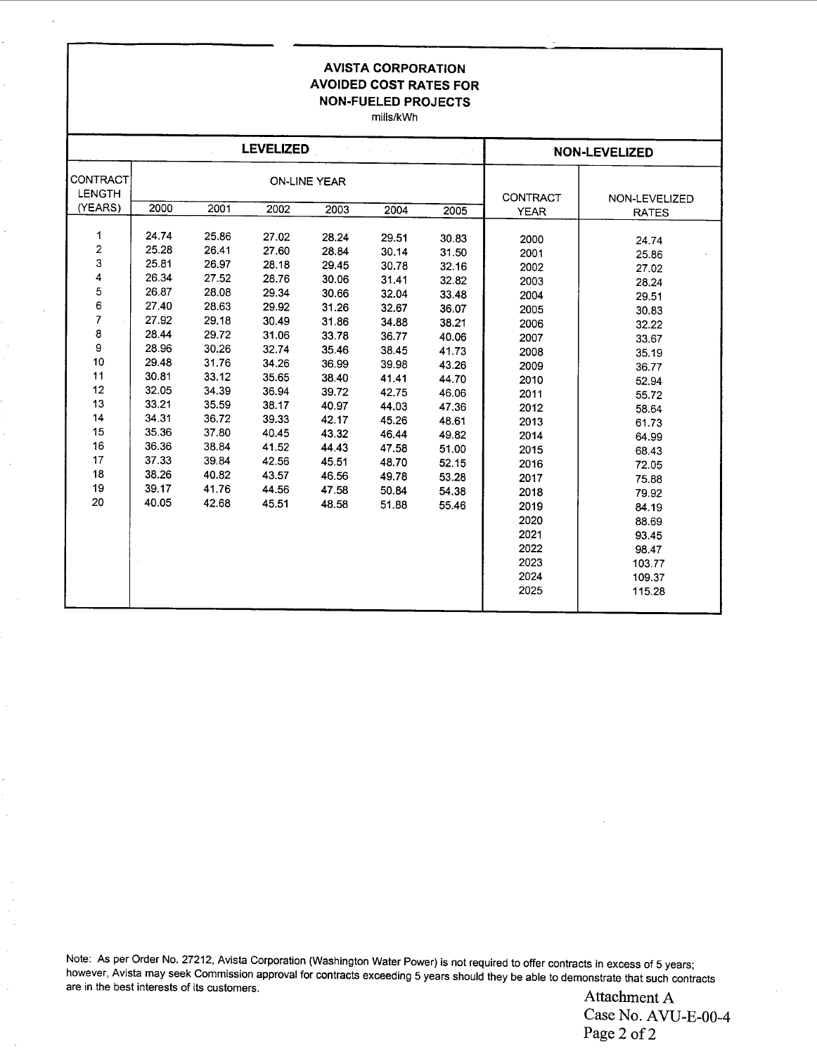# AVISTA CORPORATION
## AVOIDED COST RATES FOR NON-FUELED PROJECTS
mills/kWh

| LEVELIZED | | | | | | | NON-LEVELIZED | |
|---|---|---|---|---|---|---|---|---|
| CONTRACT LENGTH (YEARS) | ON-LINE YEAR 2000 | 2001 | 2002 | 2003 | 2004 | 2005 | CONTRACT YEAR | NON-LEVELIZED RATES |
| 1 | 24.74 | 25.86 | 27.02 | 28.24 | 29.51 | 30.83 | 2000 | 24.74 |
| 2 | 25.28 | 26.41 | 27.60 | 28.84 | 30.14 | 31.50 | 2001 | 25.86 |
| 3 | 25.81 | 26.97 | 28.18 | 29.45 | 30.78 | 32.16 | 2002 | 27.02 |
| 4 | 26.34 | 27.52 | 28.76 | 30.06 | 31.41 | 32.82 | 2003 | 28.24 |
| 5 | 26.87 | 28.08 | 29.34 | 30.66 | 32.04 | 33.48 | 2004 | 29.51 |
| 6 | 27.40 | 28.63 | 29.92 | 31.26 | 32.67 | 36.07 | 2005 | 30.83 |
| 7 | 27.92 | 29.18 | 30.49 | 31.86 | 34.88 | 38.21 | 2006 | 32.22 |
| 8 | 28.44 | 29.72 | 31.06 | 33.78 | 36.77 | 40.06 | 2007 | 33.67 |
| 9 | 28.96 | 30.26 | 32.74 | 35.46 | 38.45 | 41.73 | 2008 | 35.19 |
| 10 | 29.48 | 31.76 | 34.26 | 36.99 | 39.98 | 43.26 | 2009 | 36.77 |
| 11 | 30.81 | 33.12 | 35.65 | 38.40 | 41.41 | 44.70 | 2010 | 52.94 |
| 12 | 32.05 | 34.39 | 36.94 | 39.72 | 42.75 | 46.06 | 2011 | 55.72 |
| 13 | 33.21 | 35.59 | 38.17 | 40.97 | 44.03 | 47.36 | 2012 | 58.64 |
| 14 | 34.31 | 36.72 | 39.33 | 42.17 | 45.26 | 48.61 | 2013 | 61.73 |
| 15 | 35.36 | 37.80 | 40.45 | 43.32 | 46.44 | 49.82 | 2014 | 64.99 |
| 16 | 36.36 | 38.84 | 41.52 | 44.43 | 47.58 | 51.00 | 2015 | 68.43 |
| 17 | 37.33 | 39.84 | 42.56 | 45.51 | 48.70 | 52.15 | 2016 | 72.05 |
| 18 | 38.26 | 40.82 | 43.57 | 46.56 | 49.78 | 53.28 | 2017 | 75.88 |
| 19 | 39.17 | 41.76 | 44.56 | 47.58 | 50.84 | 54.38 | 2018 | 79.92 |
| 20 | 40.05 | 42.68 | 45.51 | 48.58 | 51.88 | 55.46 | 2019 | 84.19 |
| | | | | | | | 2020 | 88.69 |
| | | | | | | | 2021 | 93.45 |
| | | | | | | | 2022 | 98.47 |
| | | | | | | | 2023 | 103.77 |
| | | | | | | | 2024 | 109.37 |
| | | | | | | | 2025 | 115.28 |

Note: As per Order No. 27212, Avista Corporation (Washington Water Power) is not required to offer contracts in excess of 5 years; however, Avista may seek Commission approval for contracts exceeding 5 years should they be able to demonstrate that such contracts are in the best interests of its customers.

Attachment A
Case No. AVU-E-00-4
Page 2 of 2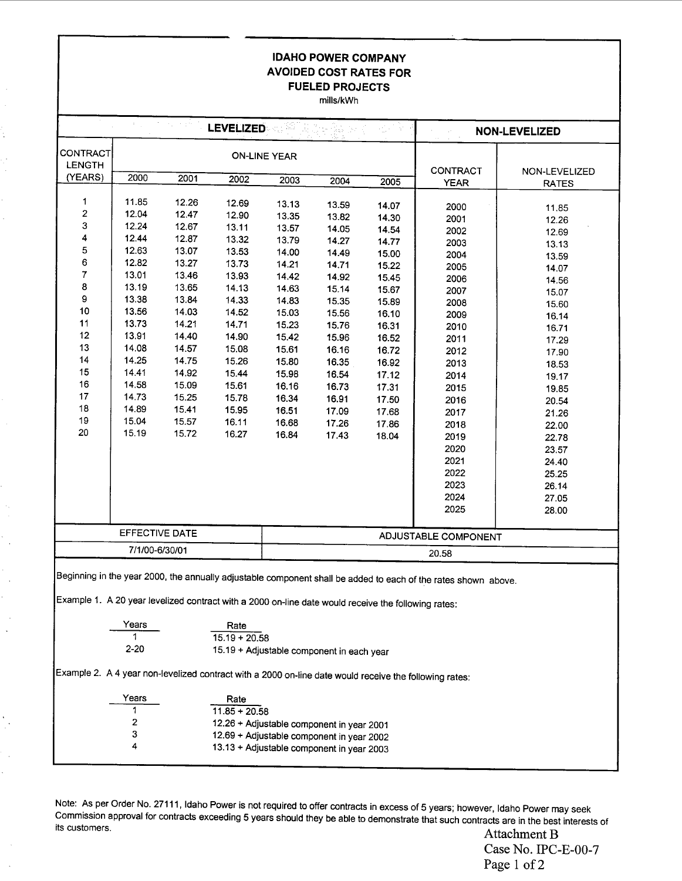# IDAHO POWER COMPANY
# AVOIDED COST RATES FOR
# FUELED PROJECTS

mills/kWh

| LEVELIZED | | | | | | | NON-LEVELIZED | |
|---|---|---|---|---|---|---|---|---|
| CONTRACT LENGTH (YEARS) | ON-LINE YEAR | | | | | | CONTRACT YEAR | NON-LEVELIZED RATES |
| | 2000 | 2001 | 2002 | 2003 | 2004 | 2005 | | |
| 1 | 11.85 | 12.26 | 12.69 | 13.13 | 13.59 | 14.07 | 2000 | 11.85 |
| 2 | 12.04 | 12.47 | 12.90 | 13.35 | 13.82 | 14.30 | 2001 | 12.26 |
| 3 | 12.24 | 12.67 | 13.11 | 13.57 | 14.05 | 14.54 | 2002 | 12.69 |
| 4 | 12.44 | 12.87 | 13.32 | 13.79 | 14.27 | 14.77 | 2003 | 13.13 |
| 5 | 12.63 | 13.07 | 13.53 | 14.00 | 14.49 | 15.00 | 2004 | 13.59 |
| 6 | 12.82 | 13.27 | 13.73 | 14.21 | 14.71 | 15.22 | 2005 | 14.07 |
| 7 | 13.01 | 13.46 | 13.93 | 14.42 | 14.92 | 15.45 | 2006 | 14.56 |
| 8 | 13.19 | 13.65 | 14.13 | 14.63 | 15.14 | 15.67 | 2007 | 15.07 |
| 9 | 13.38 | 13.84 | 14.33 | 14.83 | 15.35 | 15.89 | 2008 | 15.60 |
| 10 | 13.56 | 14.03 | 14.52 | 15.03 | 15.56 | 16.10 | 2009 | 16.14 |
| 11 | 13.73 | 14.21 | 14.71 | 15.23 | 15.76 | 16.31 | 2010 | 16.71 |
| 12 | 13.91 | 14.40 | 14.90 | 15.42 | 15.96 | 16.52 | 2011 | 17.29 |
| 13 | 14.08 | 14.57 | 15.08 | 15.61 | 16.16 | 16.72 | 2012 | 17.90 |
| 14 | 14.25 | 14.75 | 15.26 | 15.80 | 16.35 | 16.92 | 2013 | 18.53 |
| 15 | 14.41 | 14.92 | 15.44 | 15.98 | 16.54 | 17.12 | 2014 | 19.17 |
| 16 | 14.58 | 15.09 | 15.61 | 16.16 | 16.73 | 17.31 | 2015 | 19.85 |
| 17 | 14.73 | 15.25 | 15.78 | 16.34 | 16.91 | 17.50 | 2016 | 20.54 |
| 18 | 14.89 | 15.41 | 15.95 | 16.51 | 17.09 | 17.68 | 2017 | 21.26 |
| 19 | 15.04 | 15.57 | 16.11 | 16.68 | 17.26 | 17.86 | 2018 | 22.00 |
| 20 | 15.19 | 15.72 | 16.27 | 16.84 | 17.43 | 18.04 | 2019 | 22.78 |
| | | | | | | | 2020 | 23.57 |
| | | | | | | | 2021 | 24.40 |
| | | | | | | | 2022 | 25.25 |
| | | | | | | | 2023 | 26.14 |
| | | | | | | | 2024 | 27.05 |
| | | | | | | | 2025 | 28.00 |

| EFFECTIVE DATE | ADJUSTABLE COMPONENT |
|---|---|
| 7/1/00-6/30/01 | 20.58 |

Beginning in the year 2000, the annually adjustable component shall be added to each of the rates shown above.

Example 1. A 20 year levelized contract with a 2000 on-line date would receive the following rates:

| Years | Rate |
|---|---|
| 1 | 15.19 + 20.58 |
| 2-20 | 15.19 + Adjustable component in each year |

Example 2. A 4 year non-levelized contract with a 2000 on-line date would receive the following rates:

| Years | Rate |
|---|---|
| 1 | 11.85 + 20.58 |
| 2 | 12.26 + Adjustable component in year 2001 |
| 3 | 12.69 + Adjustable component in year 2002 |
| 4 | 13.13 + Adjustable component in year 2003 |

Note: As per Order No. 27111, Idaho Power is not required to offer contracts in excess of 5 years; however, Idaho Power may seek Commission approval for contracts exceeding 5 years should they be able to demonstrate that such contracts are in the best interests of its customers.

Attachment B
Case No. IPC-E-00-7
Page 1 of 2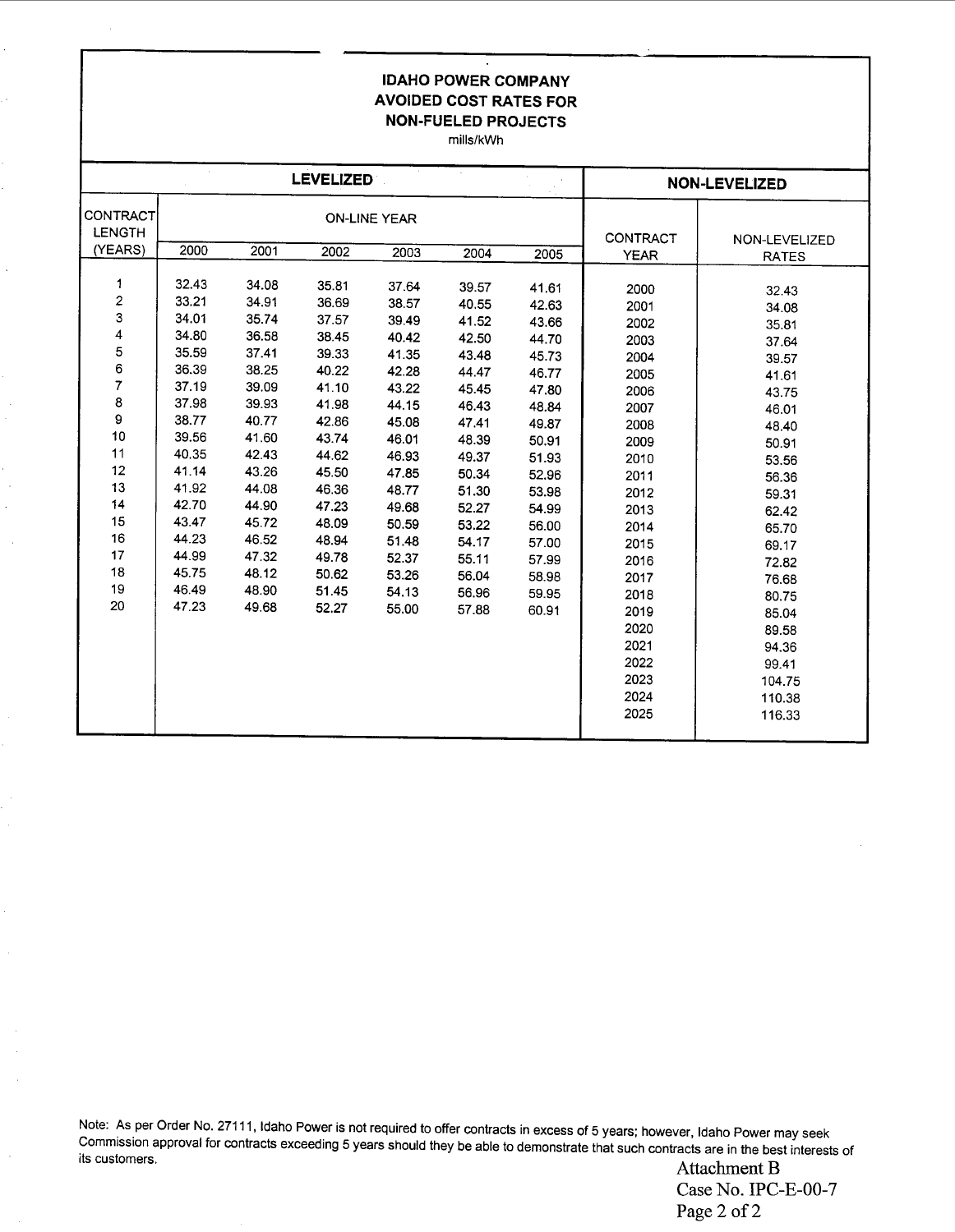# IDAHO POWER COMPANY
# AVOIDED COST RATES FOR NON-FUELED PROJECTS

mills/kWh

| LEVELIZED | | | | | | | NON-LEVELIZED | |
|---|---|---|---|---|---|---|---|---|
| CONTRACT LENGTH (YEARS) | ON-LINE YEAR | | | | | | CONTRACT YEAR | NON-LEVELIZED RATES |
| | 2000 | 2001 | 2002 | 2003 | 2004 | 2005 | | |
| 1 | 32.43 | 34.08 | 35.81 | 37.64 | 39.57 | 41.61 | 2000 | 32.43 |
| 2 | 33.21 | 34.91 | 36.69 | 38.57 | 40.55 | 42.63 | 2001 | 34.08 |
| 3 | 34.01 | 35.74 | 37.57 | 39.49 | 41.52 | 43.66 | 2002 | 35.81 |
| 4 | 34.80 | 36.58 | 38.45 | 40.42 | 42.50 | 44.70 | 2003 | 37.64 |
| 5 | 35.59 | 37.41 | 39.33 | 41.35 | 43.48 | 45.73 | 2004 | 39.57 |
| 6 | 36.39 | 38.25 | 40.22 | 42.28 | 44.47 | 46.77 | 2005 | 41.61 |
| 7 | 37.19 | 39.09 | 41.10 | 43.22 | 45.45 | 47.80 | 2006 | 43.75 |
| 8 | 37.98 | 39.93 | 41.98 | 44.15 | 46.43 | 48.84 | 2007 | 46.01 |
| 9 | 38.77 | 40.77 | 42.86 | 45.08 | 47.41 | 49.87 | 2008 | 48.40 |
| 10 | 39.56 | 41.60 | 43.74 | 46.01 | 48.39 | 50.91 | 2009 | 50.91 |
| 11 | 40.35 | 42.43 | 44.62 | 46.93 | 49.37 | 51.93 | 2010 | 53.56 |
| 12 | 41.14 | 43.26 | 45.50 | 47.85 | 50.34 | 52.96 | 2011 | 56.36 |
| 13 | 41.92 | 44.08 | 46.36 | 48.77 | 51.30 | 53.98 | 2012 | 59.31 |
| 14 | 42.70 | 44.90 | 47.23 | 49.68 | 52.27 | 54.99 | 2013 | 62.42 |
| 15 | 43.47 | 45.72 | 48.09 | 50.59 | 53.22 | 56.00 | 2014 | 65.70 |
| 16 | 44.23 | 46.52 | 48.94 | 51.48 | 54.17 | 57.00 | 2015 | 69.17 |
| 17 | 44.99 | 47.32 | 49.78 | 52.37 | 55.11 | 57.99 | 2016 | 72.82 |
| 18 | 45.75 | 48.12 | 50.62 | 53.26 | 56.04 | 58.98 | 2017 | 76.68 |
| 19 | 46.49 | 48.90 | 51.45 | 54.13 | 56.96 | 59.95 | 2018 | 80.75 |
| 20 | 47.23 | 49.68 | 52.27 | 55.00 | 57.88 | 60.91 | 2019 | 85.04 |
| | | | | | | | 2020 | 89.58 |
| | | | | | | | 2021 | 94.36 |
| | | | | | | | 2022 | 99.41 |
| | | | | | | | 2023 | 104.75 |
| | | | | | | | 2024 | 110.38 |
| | | | | | | | 2025 | 116.33 |

Note: As per Order No. 27111, Idaho Power is not required to offer contracts in excess of 5 years; however, Idaho Power may seek Commission approval for contracts exceeding 5 years should they be able to demonstrate that such contracts are in the best interests of its customers.

Attachment B
Case No. IPC-E-00-7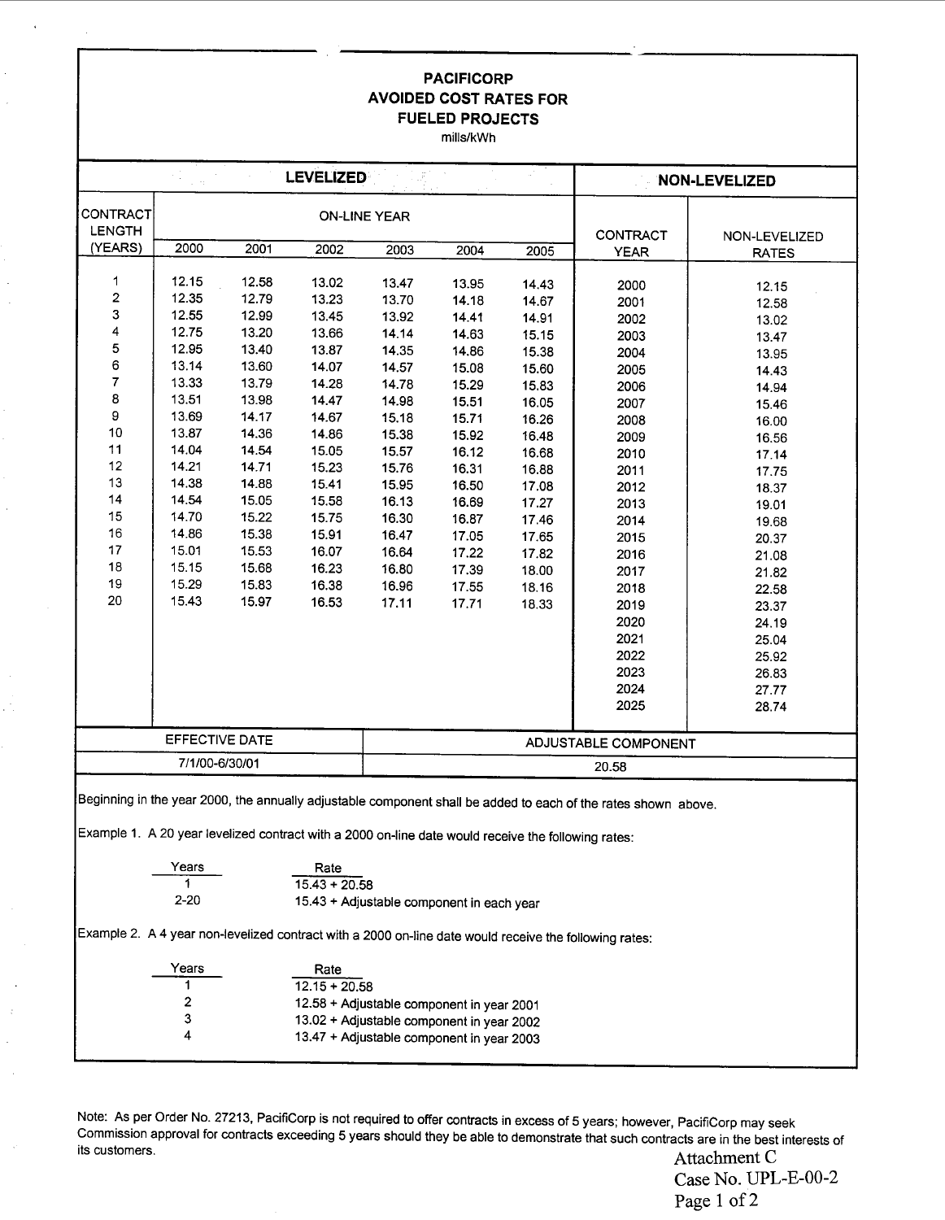# PACIFICORP
## AVOIDED COST RATES FOR FUELED PROJECTS
mills/kWh

| LEVELIZED | | | | | | | NON-LEVELIZED | |
|---|---|---|---|---|---|---|---|---|
| CONTRACT LENGTH (YEARS) | ON-LINE YEAR | | | | | | CONTRACT YEAR | NON-LEVELIZED RATES |
| | 2000 | 2001 | 2002 | 2003 | 2004 | 2005 | | |
| 1 | 12.15 | 12.58 | 13.02 | 13.47 | 13.95 | 14.43 | 2000 | 12.15 |
| 2 | 12.35 | 12.79 | 13.23 | 13.70 | 14.18 | 14.67 | 2001 | 12.58 |
| 3 | 12.55 | 12.99 | 13.45 | 13.92 | 14.41 | 14.91 | 2002 | 13.02 |
| 4 | 12.75 | 13.20 | 13.66 | 14.14 | 14.63 | 15.15 | 2003 | 13.47 |
| 5 | 12.95 | 13.40 | 13.87 | 14.35 | 14.86 | 15.38 | 2004 | 13.95 |
| 6 | 13.14 | 13.60 | 14.07 | 14.57 | 15.08 | 15.60 | 2005 | 14.43 |
| 7 | 13.33 | 13.79 | 14.28 | 14.78 | 15.29 | 15.83 | 2006 | 14.94 |
| 8 | 13.51 | 13.98 | 14.47 | 14.98 | 15.51 | 16.05 | 2007 | 15.46 |
| 9 | 13.69 | 14.17 | 14.67 | 15.18 | 15.71 | 16.26 | 2008 | 16.00 |
| 10 | 13.87 | 14.36 | 14.86 | 15.38 | 15.92 | 16.48 | 2009 | 16.56 |
| 11 | 14.04 | 14.54 | 15.05 | 15.57 | 16.12 | 16.68 | 2010 | 17.14 |
| 12 | 14.21 | 14.71 | 15.23 | 15.76 | 16.31 | 16.88 | 2011 | 17.75 |
| 13 | 14.38 | 14.88 | 15.41 | 15.95 | 16.50 | 17.08 | 2012 | 18.37 |
| 14 | 14.54 | 15.05 | 15.58 | 16.13 | 16.69 | 17.27 | 2013 | 19.01 |
| 15 | 14.70 | 15.22 | 15.75 | 16.30 | 16.87 | 17.46 | 2014 | 19.68 |
| 16 | 14.86 | 15.38 | 15.91 | 16.47 | 17.05 | 17.65 | 2015 | 20.37 |
| 17 | 15.01 | 15.53 | 16.07 | 16.64 | 17.22 | 17.82 | 2016 | 21.08 |
| 18 | 15.15 | 15.68 | 16.23 | 16.80 | 17.39 | 18.00 | 2017 | 21.82 |
| 19 | 15.29 | 15.83 | 16.38 | 16.96 | 17.55 | 18.16 | 2018 | 22.58 |
| 20 | 15.43 | 15.97 | 16.53 | 17.11 | 17.71 | 18.33 | 2019 | 23.37 |
| | | | | | | | 2020 | 24.19 |
| | | | | | | | 2021 | 25.04 |
| | | | | | | | 2022 | 25.92 |
| | | | | | | | 2023 | 26.83 |
| | | | | | | | 2024 | 27.77 |
| | | | | | | | 2025 | 28.74 |

| EFFECTIVE DATE | ADJUSTABLE COMPONENT |
|---|---|
| 7/1/00-6/30/01 | 20.58 |

Beginning in the year 2000, the annually adjustable component shall be added to each of the rates shown above.

Example 1. A 20 year levelized contract with a 2000 on-line date would receive the following rates:

| Years | Rate |
|---|---|
| 1 | 15.43 + 20.58 |
| 2-20 | 15.43 + Adjustable component in each year |

Example 2. A 4 year non-levelized contract with a 2000 on-line date would receive the following rates:

| Years | Rate |
|---|---|
| 1 | 12.15 + 20.58 |
| 2 | 12.58 + Adjustable component in year 2001 |
| 3 | 13.02 + Adjustable component in year 2002 |
| 4 | 13.47 + Adjustable component in year 2003 |

Note: As per Order No. 27213, PacifiCorp is not required to offer contracts in excess of 5 years; however, PacifiCorp may seek Commission approval for contracts exceeding 5 years should they be able to demonstrate that such contracts are in the best interests of its customers.

Attachment C
Case No. UPL-E-00-2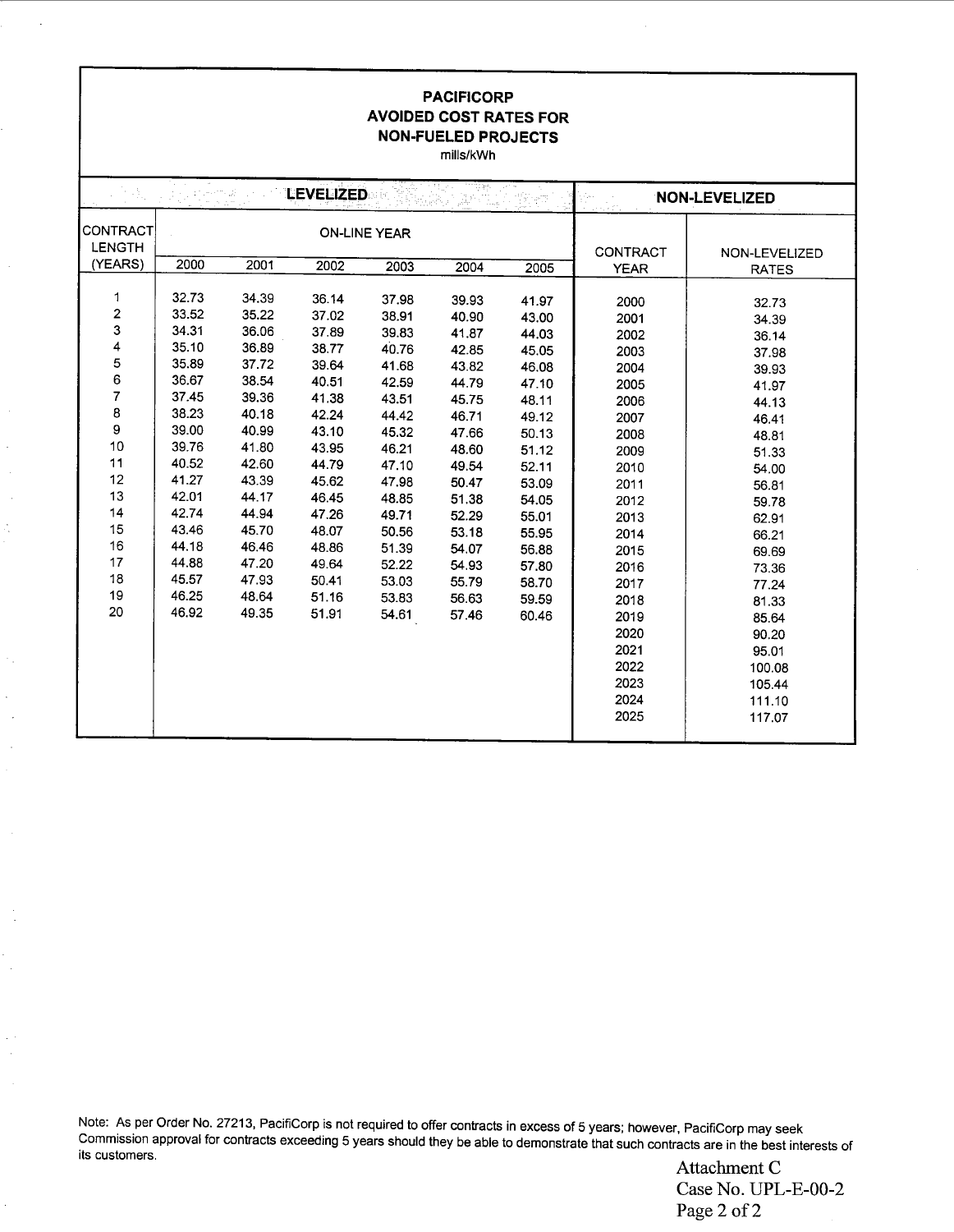# PACIFICORP
## AVOIDED COST RATES FOR NON-FUELED PROJECTS
mills/kWh

| LEVELIZED | | | | | | | NON-LEVELIZED | |
|---|---|---|---|---|---|---|---|---|
| CONTRACT LENGTH (YEARS) | ON-LINE YEAR | | | | | | CONTRACT YEAR | NON-LEVELIZED RATES |
| | 2000 | 2001 | 2002 | 2003 | 2004 | 2005 | | |
| 1 | 32.73 | 34.39 | 36.14 | 37.98 | 39.93 | 41.97 | 2000 | 32.73 |
| 2 | 33.52 | 35.22 | 37.02 | 38.91 | 40.90 | 43.00 | 2001 | 34.39 |
| 3 | 34.31 | 36.06 | 37.89 | 39.83 | 41.87 | 44.03 | 2002 | 36.14 |
| 4 | 35.10 | 36.89 | 38.77 | 40.76 | 42.85 | 45.05 | 2003 | 37.98 |
| 5 | 35.89 | 37.72 | 39.64 | 41.68 | 43.82 | 46.08 | 2004 | 39.93 |
| 6 | 36.67 | 38.54 | 40.51 | 42.59 | 44.79 | 47.10 | 2005 | 41.97 |
| 7 | 37.45 | 39.36 | 41.38 | 43.51 | 45.75 | 48.11 | 2006 | 44.13 |
| 8 | 38.23 | 40.18 | 42.24 | 44.42 | 46.71 | 49.12 | 2007 | 46.41 |
| 9 | 39.00 | 40.99 | 43.10 | 45.32 | 47.66 | 50.13 | 2008 | 48.81 |
| 10 | 39.76 | 41.80 | 43.95 | 46.21 | 48.60 | 51.12 | 2009 | 51.33 |
| 11 | 40.52 | 42.60 | 44.79 | 47.10 | 49.54 | 52.11 | 2010 | 54.00 |
| 12 | 41.27 | 43.39 | 45.62 | 47.98 | 50.47 | 53.09 | 2011 | 56.81 |
| 13 | 42.01 | 44.17 | 46.45 | 48.85 | 51.38 | 54.05 | 2012 | 59.78 |
| 14 | 42.74 | 44.94 | 47.26 | 49.71 | 52.29 | 55.01 | 2013 | 62.91 |
| 15 | 43.46 | 45.70 | 48.07 | 50.56 | 53.18 | 55.95 | 2014 | 66.21 |
| 16 | 44.18 | 46.46 | 48.86 | 51.39 | 54.07 | 56.88 | 2015 | 69.69 |
| 17 | 44.88 | 47.20 | 49.64 | 52.22 | 54.93 | 57.80 | 2016 | 73.36 |
| 18 | 45.57 | 47.93 | 50.41 | 53.03 | 55.79 | 58.70 | 2017 | 77.24 |
| 19 | 46.25 | 48.64 | 51.16 | 53.83 | 56.63 | 59.59 | 2018 | 81.33 |
| 20 | 46.92 | 49.35 | 51.91 | 54.61 | 57.46 | 60.46 | 2019 | 85.64 |
| | | | | | | | 2020 | 90.20 |
| | | | | | | | 2021 | 95.01 |
| | | | | | | | 2022 | 100.08 |
| | | | | | | | 2023 | 105.44 |
| | | | | | | | 2024 | 111.10 |
| | | | | | | | 2025 | 117.07 |

Note: As per Order No. 27213, PacifiCorp is not required to offer contracts in excess of 5 years; however, PacifiCorp may seek Commission approval for contracts exceeding 5 years should they be able to demonstrate that such contracts are in the best interests of its customers.

Attachment C
Case No. UPL-E-00-2
Page 2 of 2